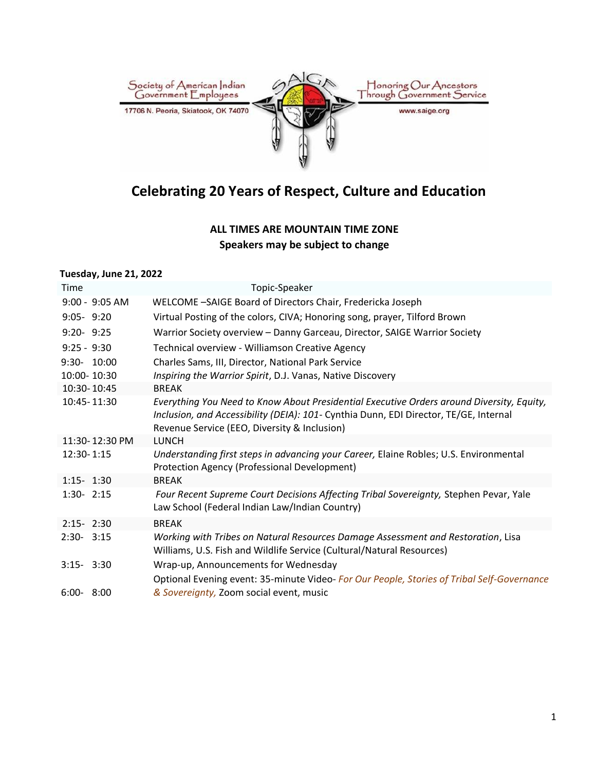Society of American Indian Government Employees

17706 N. Peoria, Skiatook, OK 74070

Honoring Our Ancestors Through Government Service

www.saige.org

# Celebrating 20 Years of Respect, Culture and Education

**ALL TIMES ARE MOUNTAIN TIME ZONE**
**Speakers may be subject to change**

**Tuesday, June 21, 2022**

| Time | Topic-Speaker |
|---|---|
| 9:00 - 9:05 AM | WELCOME –SAIGE Board of Directors Chair, Fredericka Joseph |
| 9:05- 9:20 | Virtual Posting of the colors, CIVA; Honoring song, prayer, Tilford Brown |
| 9:20- 9:25 | Warrior Society overview – Danny Garceau, Director, SAIGE Warrior Society |
| 9:25 - 9:30 | Technical overview - Williamson Creative Agency |
| 9:30- 10:00 | Charles Sams, III, Director, National Park Service |
| 10:00- 10:30 | *Inspiring the Warrior Spirit*, D.J. Vanas, Native Discovery |
| 10:30- 10:45 | BREAK |
| 10:45- 11:30 | *Everything You Need to Know About Presidential Executive Orders around Diversity, Equity, Inclusion, and Accessibility (DEIA): 101*- Cynthia Dunn, EDI Director, TE/GE, Internal Revenue Service (EEO, Diversity & Inclusion) |
| 11:30- 12:30 PM | LUNCH |
| 12:30- 1:15 | *Understanding first steps in advancing your Career,* Elaine Robles; U.S. Environmental Protection Agency (Professional Development) |
| 1:15- 1:30 | BREAK |
| 1:30- 2:15 | *Four Recent Supreme Court Decisions Affecting Tribal Sovereignty,* Stephen Pevar, Yale Law School (Federal Indian Law/Indian Country) |
| 2:15- 2:30 | BREAK |
| 2:30- 3:15 | *Working with Tribes on Natural Resources Damage Assessment and Restoration*, Lisa Williams, U.S. Fish and Wildlife Service (Cultural/Natural Resources) |
| 3:15- 3:30 | Wrap-up, Announcements for Wednesday |
| 6:00- 8:00 | Optional Evening event: 35-minute Video- *For Our People, Stories of Tribal Self-Governance & Sovereignty,* Zoom social event, music |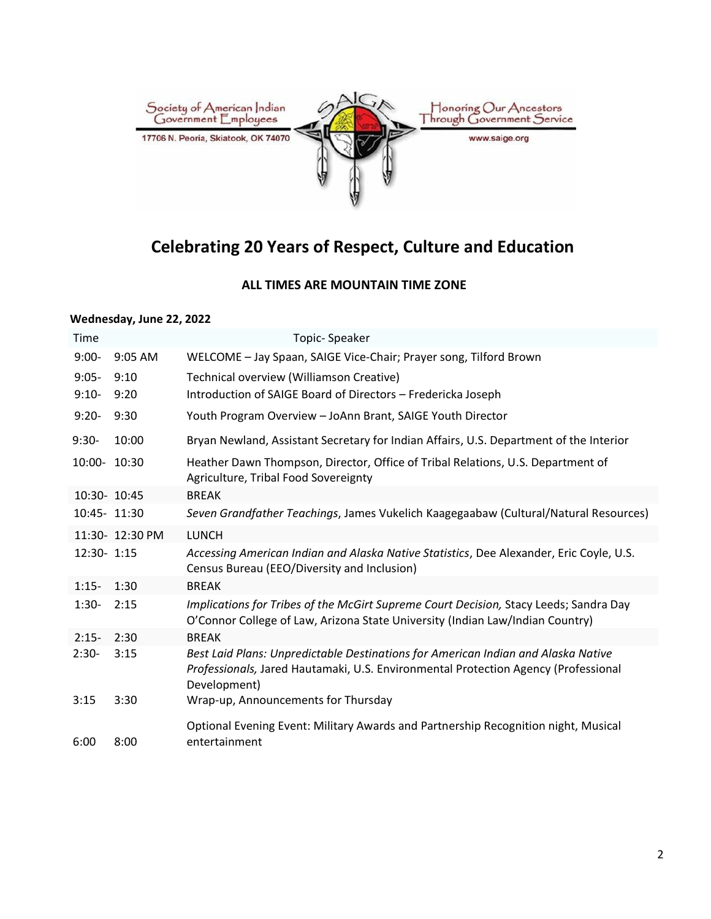Society of American Indian Government Employees

17706 N. Peoria, Skiatook, OK 74070

Honoring Our Ancestors Through Government Service

www.saige.org

# Celebrating 20 Years of Respect, Culture and Education

**ALL TIMES ARE MOUNTAIN TIME ZONE**

**Wednesday, June 22, 2022**

| Time | | Topic- Speaker |
|---|---|---|
| 9:00- | 9:05 AM | WELCOME – Jay Spaan, SAIGE Vice-Chair; Prayer song, Tilford Brown |
| 9:05- | 9:10 | Technical overview (Williamson Creative) |
| 9:10- | 9:20 | Introduction of SAIGE Board of Directors – Fredericka Joseph |
| 9:20- | 9:30 | Youth Program Overview – JoAnn Brant, SAIGE Youth Director |
| 9:30- | 10:00 | Bryan Newland, Assistant Secretary for Indian Affairs, U.S. Department of the Interior |
| 10:00- | 10:30 | Heather Dawn Thompson, Director, Office of Tribal Relations, U.S. Department of Agriculture, Tribal Food Sovereignty |
| 10:30- | 10:45 | BREAK |
| 10:45- | 11:30 | *Seven Grandfather Teachings*, James Vukelich Kaagegaabaw (Cultural/Natural Resources) |
| 11:30- | 12:30 PM | LUNCH |
| 12:30- | 1:15 | *Accessing American Indian and Alaska Native Statistics*, Dee Alexander, Eric Coyle, U.S. Census Bureau (EEO/Diversity and Inclusion) |
| 1:15- | 1:30 | BREAK |
| 1:30- | 2:15 | *Implications for Tribes of the McGirt Supreme Court Decision,* Stacy Leeds; Sandra Day O'Connor College of Law, Arizona State University (Indian Law/Indian Country) |
| 2:15- | 2:30 | BREAK |
| 2:30- | 3:15 | *Best Laid Plans: Unpredictable Destinations for American Indian and Alaska Native Professionals,* Jared Hautamaki, U.S. Environmental Protection Agency (Professional Development) |
| 3:15 | 3:30 | Wrap-up, Announcements for Thursday |
| 6:00 | 8:00 | Optional Evening Event: Military Awards and Partnership Recognition night, Musical entertainment |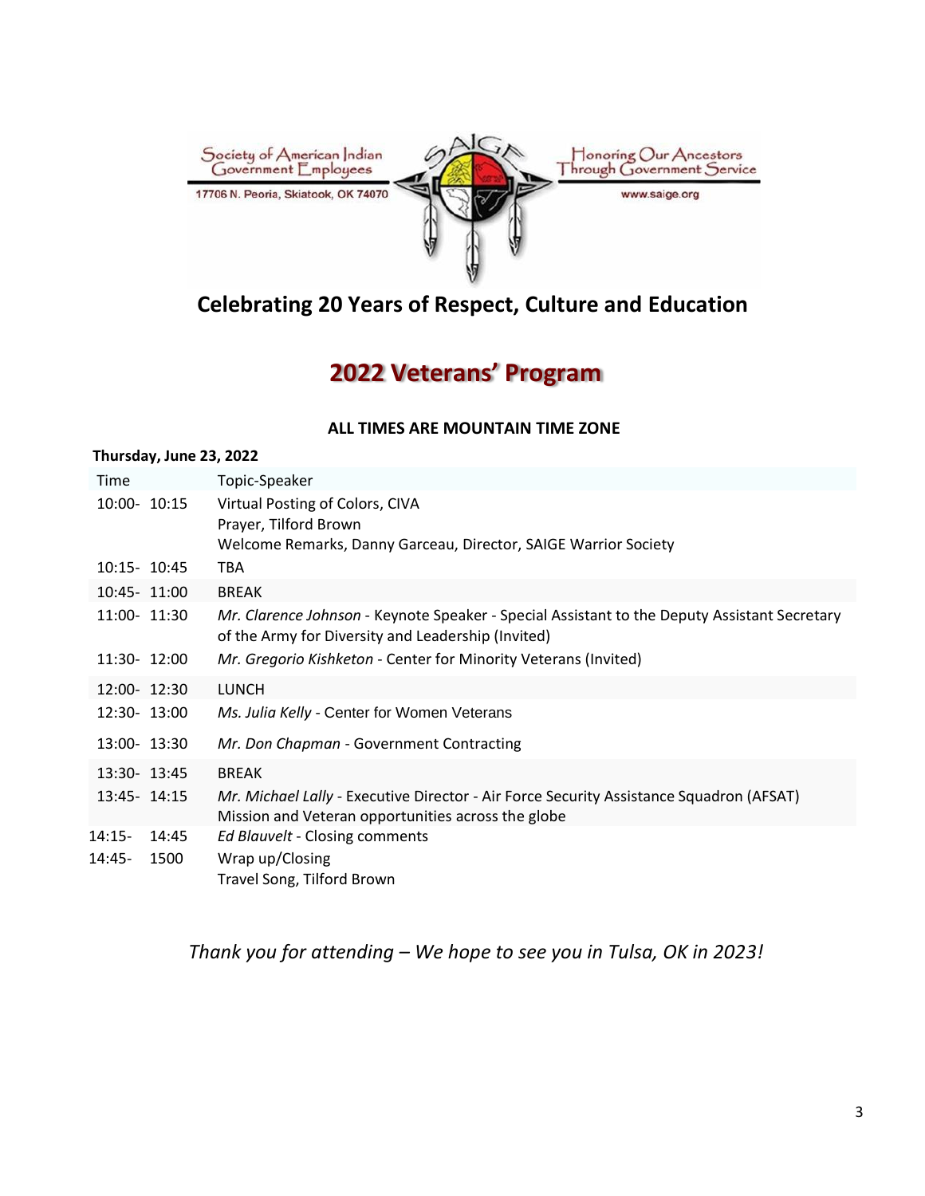Society of American Indian Government Employees

17706 N. Peoria, Skiatook, OK 74070

Honoring Our Ancestors Through Government Service

www.saige.org

## Celebrating 20 Years of Respect, Culture and Education

# 2022 Veterans' Program

**ALL TIMES ARE MOUNTAIN TIME ZONE**

**Thursday, June 23, 2022**

| Time | Topic-Speaker |
|---|---|
| 10:00- 10:15 | Virtual Posting of Colors, CIVA<br>Prayer, Tilford Brown<br>Welcome Remarks, Danny Garceau, Director, SAIGE Warrior Society |
| 10:15- 10:45 | TBA |
| 10:45- 11:00 | BREAK |
| 11:00- 11:30 | *Mr. Clarence Johnson* - Keynote Speaker - Special Assistant to the Deputy Assistant Secretary of the Army for Diversity and Leadership (Invited) |
| 11:30- 12:00 | *Mr. Gregorio Kishketon* - Center for Minority Veterans (Invited) |
| 12:00- 12:30 | LUNCH |
| 12:30- 13:00 | *Ms. Julia Kelly* - Center for Women Veterans |
| 13:00- 13:30 | *Mr. Don Chapman* - Government Contracting |
| 13:30- 13:45 | BREAK |
| 13:45- 14:15 | *Mr. Michael Lally* - Executive Director - Air Force Security Assistance Squadron (AFSAT) Mission and Veteran opportunities across the globe |
| 14:15- 14:45 | *Ed Blauvelt* - Closing comments |
| 14:45- 1500 | Wrap up/Closing<br>Travel Song, Tilford Brown |

*Thank you for attending – We hope to see you in Tulsa, OK in 2023!*